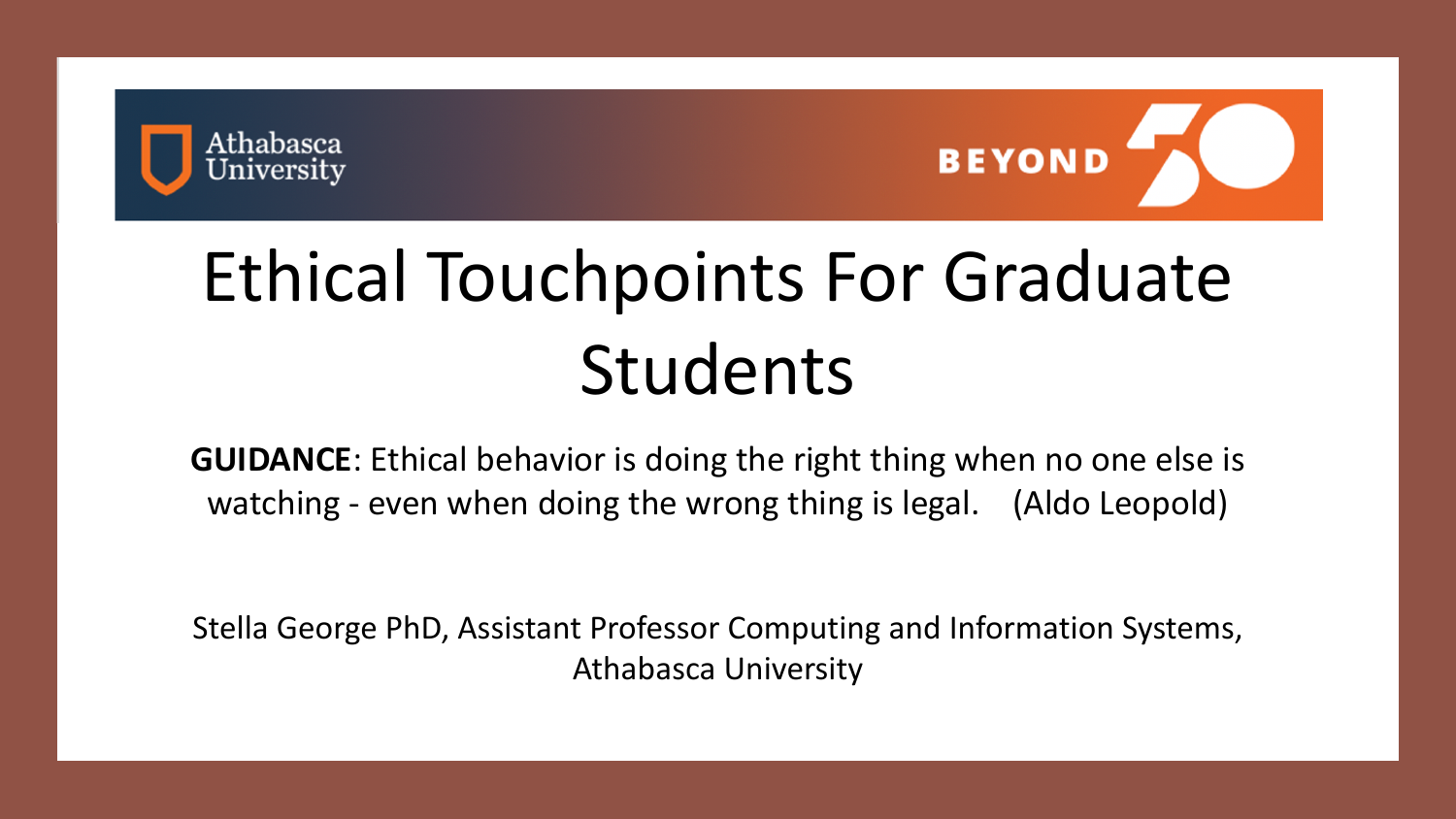Athabasca University

BEYOND 50

# Ethical Touchpoints For Graduate Students

**GUIDANCE**: Ethical behavior is doing the right thing when no one else is watching - even when doing the wrong thing is legal. (Aldo Leopold)

Stella George PhD, Assistant Professor Computing and Information Systems, Athabasca University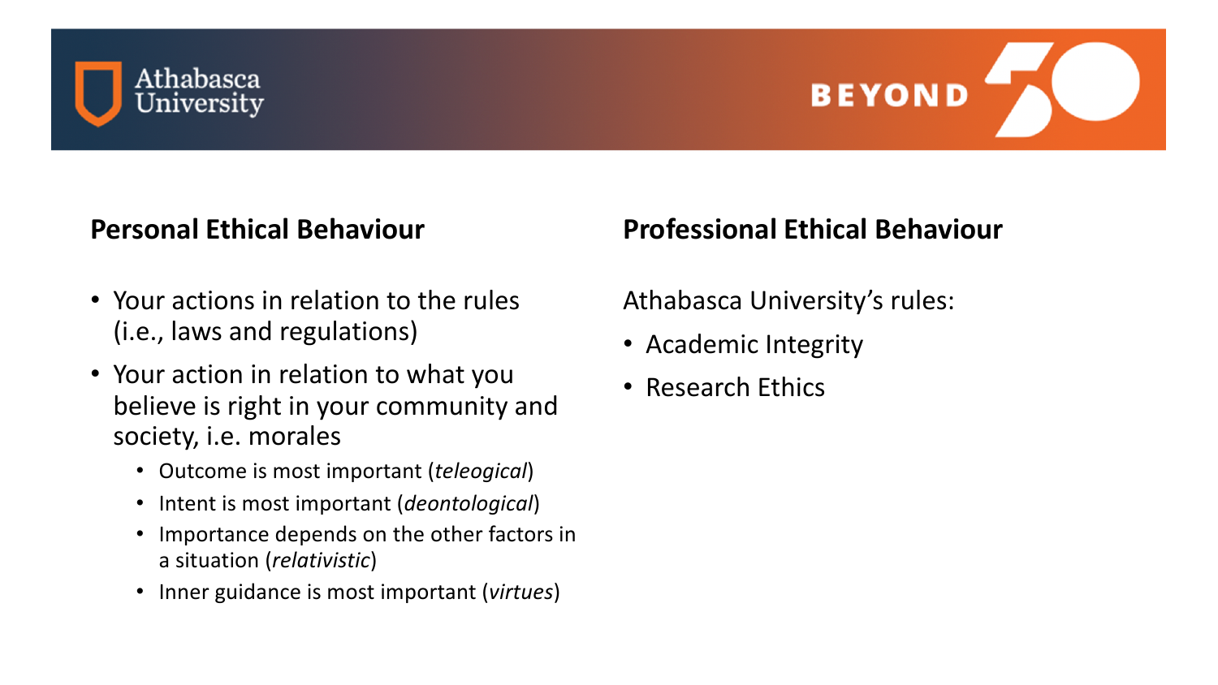## Personal Ethical Behaviour

- Your actions in relation to the rules (i.e., laws and regulations)
- Your action in relation to what you believe is right in your community and society, i.e. morales
  - Outcome is most important (*teleogical*)
  - Intent is most important (*deontological*)
  - Importance depends on the other factors in a situation (*relativistic*)
  - Inner guidance is most important (*virtues*)

## Professional Ethical Behaviour

Athabasca University's rules:

- Academic Integrity
- Research Ethics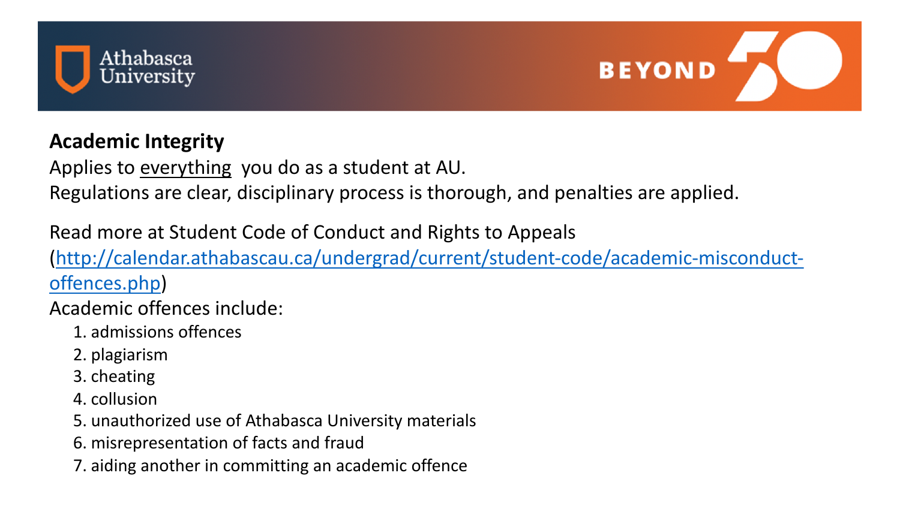**Academic Integrity**

Applies to <u>everything</u> you do as a student at AU.

Regulations are clear, disciplinary process is thorough, and penalties are applied.

Read more at Student Code of Conduct and Rights to Appeals ([http://calendar.athabascau.ca/undergrad/current/student-code/academic-misconduct-offences.php](http://calendar.athabascau.ca/undergrad/current/student-code/academic-misconduct-offences.php))

Academic offences include:

1. admissions offences
2. plagiarism
3. cheating
4. collusion
5. unauthorized use of Athabasca University materials
6. misrepresentation of facts and fraud
7. aiding another in committing an academic offence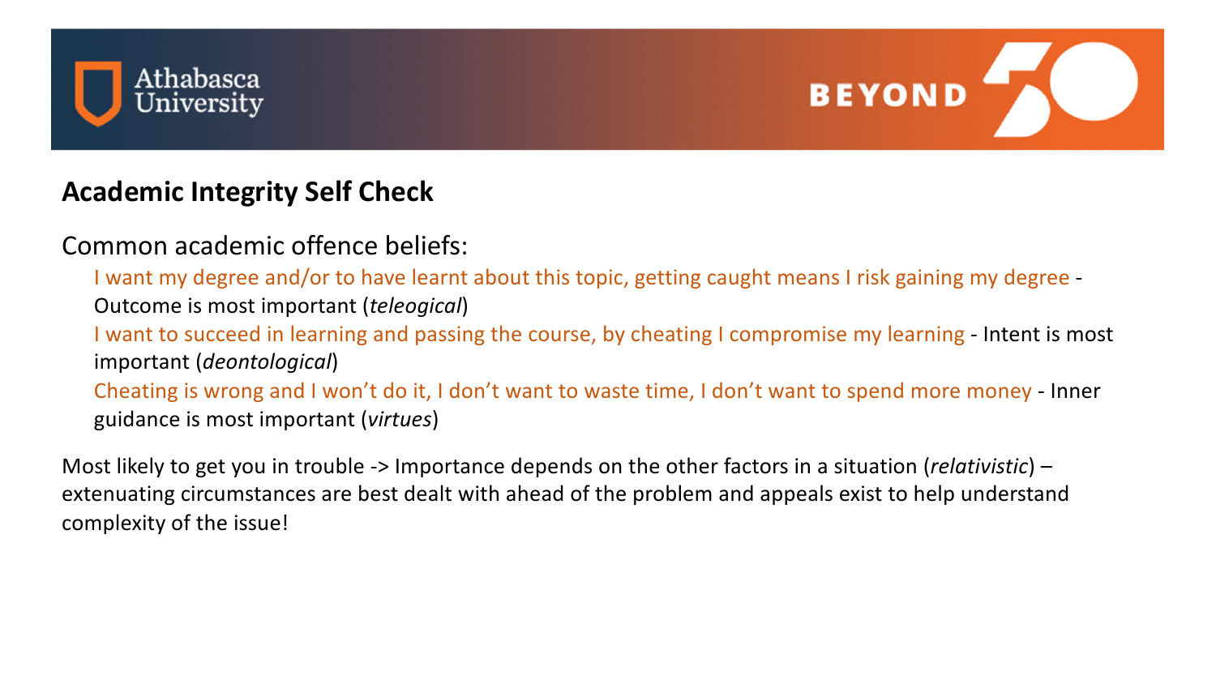## Academic Integrity Self Check

Common academic offence beliefs:

- I want my degree and/or to have learnt about this topic, getting caught means I risk gaining my degree - Outcome is most important (*teleogical*)
- I want to succeed in learning and passing the course, by cheating I compromise my learning - Intent is most important (*deontological*)
- Cheating is wrong and I won't do it, I don't want to waste time, I don't want to spend more money - Inner guidance is most important (*virtues*)

Most likely to get you in trouble -> Importance depends on the other factors in a situation (*relativistic*) – extenuating circumstances are best dealt with ahead of the problem and appeals exist to help understand complexity of the issue!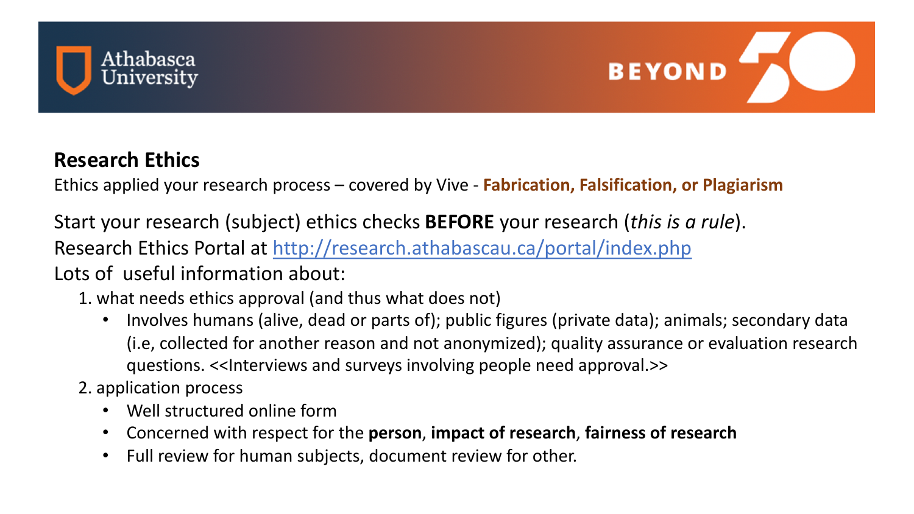## Research Ethics

Ethics applied your research process – covered by Vive - **Fabrication, Falsification, or Plagiarism**

Start your research (subject) ethics checks **BEFORE** your research (*this is a rule*).

Research Ethics Portal at [http://research.athabascau.ca/portal/index.php](http://research.athabascau.ca/portal/index.php)

Lots of useful information about:

1. what needs ethics approval (and thus what does not)
   - Involves humans (alive, dead or parts of); public figures (private data); animals; secondary data (i.e, collected for another reason and not anonymized); quality assurance or evaluation research questions. <<Interviews and surveys involving people need approval.>>
2. application process
   - Well structured online form
   - Concerned with respect for the **person**, **impact of research**, **fairness of research**
   - Full review for human subjects, document review for other.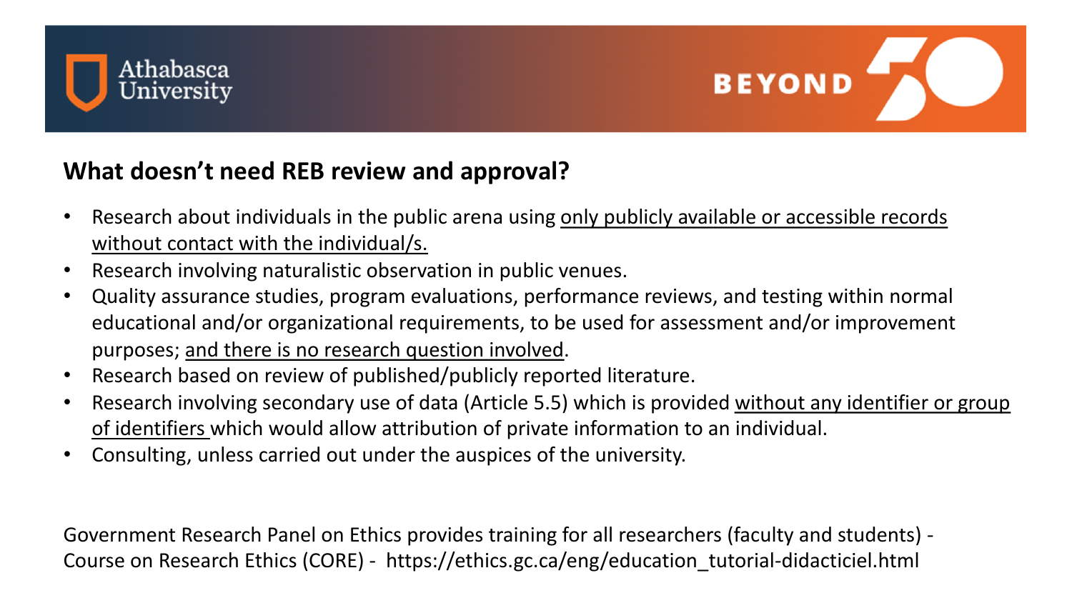## What doesn't need REB review and approval?

- Research about individuals in the public arena using <u>only publicly available or accessible records without contact with the individual/s.</u>
- Research involving naturalistic observation in public venues.
- Quality assurance studies, program evaluations, performance reviews, and testing within normal educational and/or organizational requirements, to be used for assessment and/or improvement purposes; <u>and there is no research question involved</u>.
- Research based on review of published/publicly reported literature.
- Research involving secondary use of data (Article 5.5) which is provided <u>without any identifier or group of identifiers</u> which would allow attribution of private information to an individual.
- Consulting, unless carried out under the auspices of the university.

Government Research Panel on Ethics provides training for all researchers (faculty and students) - Course on Research Ethics (CORE) - https://ethics.gc.ca/eng/education_tutorial-didacticiel.html